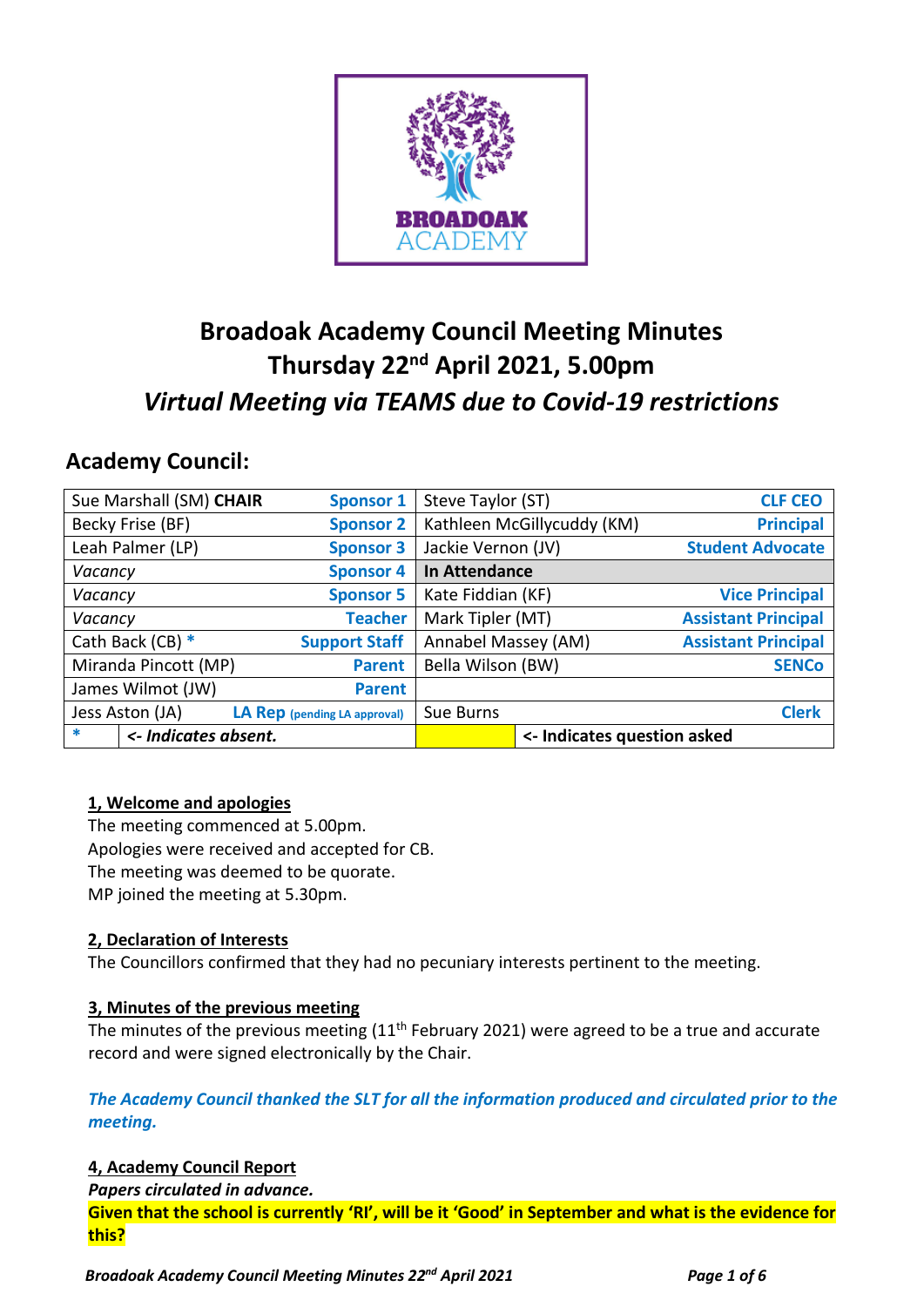# Broadoak Academy Council Meeting Minutes
## Thursday 22nd April 2021, 5.00pm
### *Virtual Meeting via TEAMS due to Covid-19 restrictions*

## Academy Council:

| | | | |
|---|---|---|---|
| Sue Marshall (SM) **CHAIR** | **Sponsor 1** | Steve Taylor (ST) | **CLF CEO** |
| Becky Frise (BF) | **Sponsor 2** | Kathleen McGillycuddy (KM) | **Principal** |
| Leah Palmer (LP) | **Sponsor 3** | Jackie Vernon (JV) | **Student Advocate** |
| *Vacancy* | **Sponsor 4** | **In Attendance** | |
| *Vacancy* | **Sponsor 5** | Kate Fiddian (KF) | **Vice Principal** |
| *Vacancy* | **Teacher** | Mark Tipler (MT) | **Assistant Principal** |
| Cath Back (CB) * | **Support Staff** | Annabel Massey (AM) | **Assistant Principal** |
| Miranda Pincott (MP) | **Parent** | Bella Wilson (BW) | **SENCo** |
| James Wilmot (JW) | **Parent** | | |
| Jess Aston (JA) | **LA Rep** (pending LA approval) | Sue Burns | **Clerk** |
| * | ***<- Indicates absent.*** | (highlighted) | **<- Indicates question asked** |

**1, Welcome and apologies**

The meeting commenced at 5.00pm.
Apologies were received and accepted for CB.
The meeting was deemed to be quorate.
MP joined the meeting at 5.30pm.

**2, Declaration of Interests**

The Councillors confirmed that they had no pecuniary interests pertinent to the meeting.

**3, Minutes of the previous meeting**

The minutes of the previous meeting (11th February 2021) were agreed to be a true and accurate record and were signed electronically by the Chair.

***The Academy Council thanked the SLT for all the information produced and circulated prior to the meeting.***

**4, Academy Council Report**

***Papers circulated in advance.***

**Given that the school is currently 'RI', will be it 'Good' in September and what is the evidence for this?**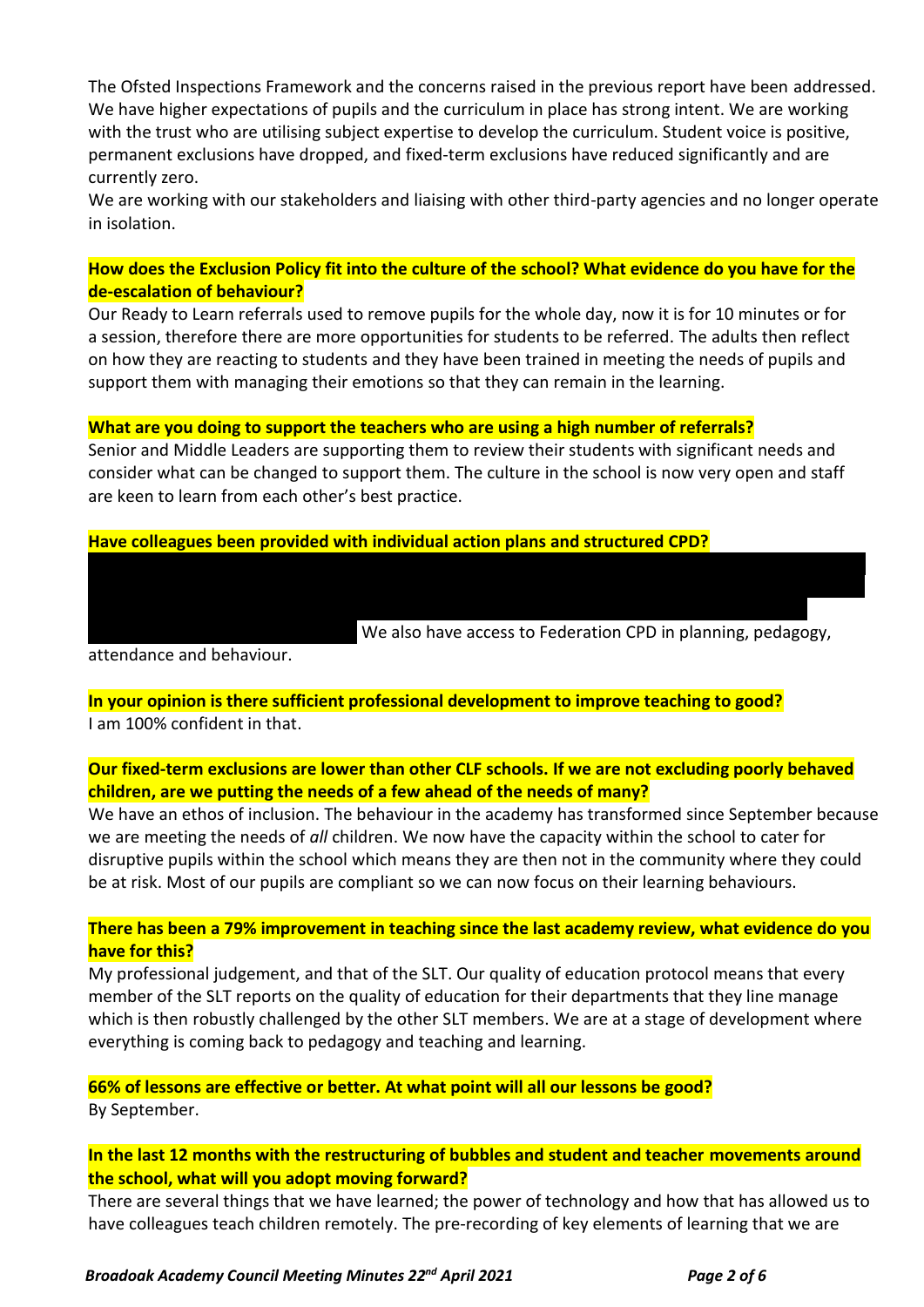The Ofsted Inspections Framework and the concerns raised in the previous report have been addressed. We have higher expectations of pupils and the curriculum in place has strong intent. We are working with the trust who are utilising subject expertise to develop the curriculum. Student voice is positive, permanent exclusions have dropped, and fixed-term exclusions have reduced significantly and are currently zero.

We are working with our stakeholders and liaising with other third-party agencies and no longer operate in isolation.

**How does the Exclusion Policy fit into the culture of the school? What evidence do you have for the de-escalation of behaviour?**

Our Ready to Learn referrals used to remove pupils for the whole day, now it is for 10 minutes or for a session, therefore there are more opportunities for students to be referred. The adults then reflect on how they are reacting to students and they have been trained in meeting the needs of pupils and support them with managing their emotions so that they can remain in the learning.

**What are you doing to support the teachers who are using a high number of referrals?**

Senior and Middle Leaders are supporting them to review their students with significant needs and consider what can be changed to support them. The culture in the school is now very open and staff are keen to learn from each other's best practice.

**Have colleagues been provided with individual action plans and structured CPD?**

We also have access to Federation CPD in planning, pedagogy, attendance and behaviour.

**In your opinion is there sufficient professional development to improve teaching to good?**

I am 100% confident in that.

**Our fixed-term exclusions are lower than other CLF schools. If we are not excluding poorly behaved children, are we putting the needs of a few ahead of the needs of many?**

We have an ethos of inclusion. The behaviour in the academy has transformed since September because we are meeting the needs of *all* children. We now have the capacity within the school to cater for disruptive pupils within the school which means they are then not in the community where they could be at risk. Most of our pupils are compliant so we can now focus on their learning behaviours.

**There has been a 79% improvement in teaching since the last academy review, what evidence do you have for this?**

My professional judgement, and that of the SLT. Our quality of education protocol means that every member of the SLT reports on the quality of education for their departments that they line manage which is then robustly challenged by the other SLT members. We are at a stage of development where everything is coming back to pedagogy and teaching and learning.

**66% of lessons are effective or better. At what point will all our lessons be good?**

By September.

**In the last 12 months with the restructuring of bubbles and student and teacher movements around the school, what will you adopt moving forward?**

There are several things that we have learned; the power of technology and how that has allowed us to have colleagues teach children remotely. The pre-recording of key elements of learning that we are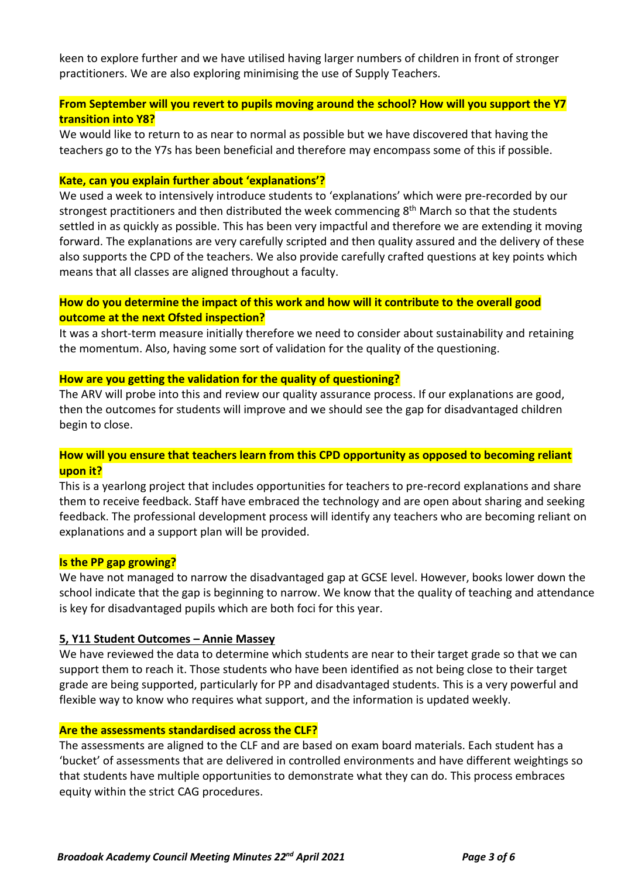keen to explore further and we have utilised having larger numbers of children in front of stronger practitioners. We are also exploring minimising the use of Supply Teachers.

**From September will you revert to pupils moving around the school? How will you support the Y7 transition into Y8?**

We would like to return to as near to normal as possible but we have discovered that having the teachers go to the Y7s has been beneficial and therefore may encompass some of this if possible.

**Kate, can you explain further about 'explanations'?**

We used a week to intensively introduce students to 'explanations' which were pre-recorded by our strongest practitioners and then distributed the week commencing 8th March so that the students settled in as quickly as possible. This has been very impactful and therefore we are extending it moving forward. The explanations are very carefully scripted and then quality assured and the delivery of these also supports the CPD of the teachers. We also provide carefully crafted questions at key points which means that all classes are aligned throughout a faculty.

**How do you determine the impact of this work and how will it contribute to the overall good outcome at the next Ofsted inspection?**

It was a short-term measure initially therefore we need to consider about sustainability and retaining the momentum. Also, having some sort of validation for the quality of the questioning.

**How are you getting the validation for the quality of questioning?**

The ARV will probe into this and review our quality assurance process. If our explanations are good, then the outcomes for students will improve and we should see the gap for disadvantaged children begin to close.

**How will you ensure that teachers learn from this CPD opportunity as opposed to becoming reliant upon it?**

This is a yearlong project that includes opportunities for teachers to pre-record explanations and share them to receive feedback. Staff have embraced the technology and are open about sharing and seeking feedback. The professional development process will identify any teachers who are becoming reliant on explanations and a support plan will be provided.

**Is the PP gap growing?**

We have not managed to narrow the disadvantaged gap at GCSE level. However, books lower down the school indicate that the gap is beginning to narrow. We know that the quality of teaching and attendance is key for disadvantaged pupils which are both foci for this year.

**5, Y11 Student Outcomes – Annie Massey**

We have reviewed the data to determine which students are near to their target grade so that we can support them to reach it. Those students who have been identified as not being close to their target grade are being supported, particularly for PP and disadvantaged students. This is a very powerful and flexible way to know who requires what support, and the information is updated weekly.

**Are the assessments standardised across the CLF?**

The assessments are aligned to the CLF and are based on exam board materials. Each student has a 'bucket' of assessments that are delivered in controlled environments and have different weightings so that students have multiple opportunities to demonstrate what they can do. This process embraces equity within the strict CAG procedures.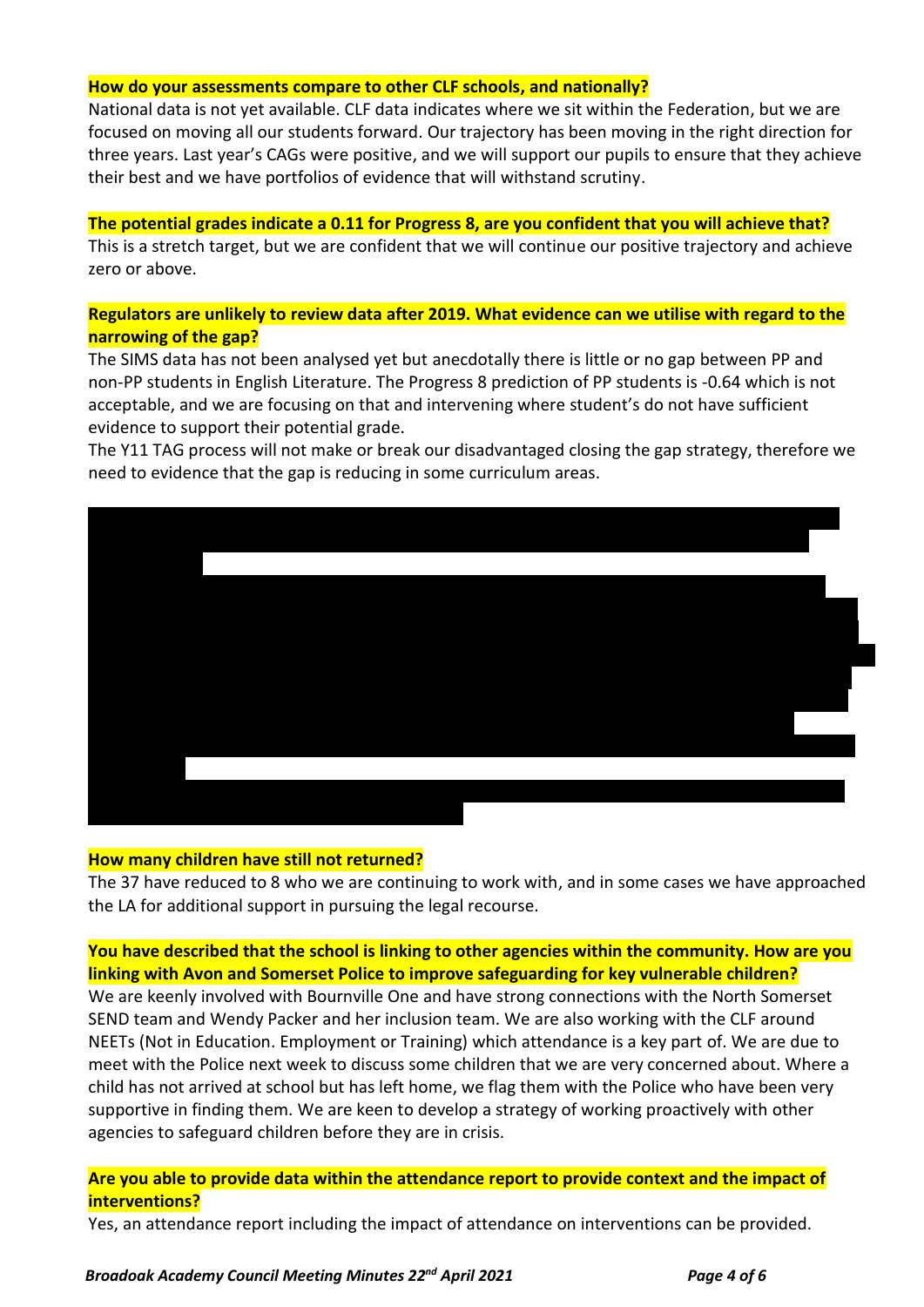**How do your assessments compare to other CLF schools, and nationally?**

National data is not yet available. CLF data indicates where we sit within the Federation, but we are focused on moving all our students forward. Our trajectory has been moving in the right direction for three years. Last year's CAGs were positive, and we will support our pupils to ensure that they achieve their best and we have portfolios of evidence that will withstand scrutiny.

**The potential grades indicate a 0.11 for Progress 8, are you confident that you will achieve that?**

This is a stretch target, but we are confident that we will continue our positive trajectory and achieve zero or above.

**Regulators are unlikely to review data after 2019. What evidence can we utilise with regard to the narrowing of the gap?**

The SIMS data has not been analysed yet but anecdotally there is little or no gap between PP and non-PP students in English Literature. The Progress 8 prediction of PP students is -0.64 which is not acceptable, and we are focusing on that and intervening where student's do not have sufficient evidence to support their potential grade.

The Y11 TAG process will not make or break our disadvantaged closing the gap strategy, therefore we need to evidence that the gap is reducing in some curriculum areas.

**How many children have still not returned?**

The 37 have reduced to 8 who we are continuing to work with, and in some cases we have approached the LA for additional support in pursuing the legal recourse.

**You have described that the school is linking to other agencies within the community. How are you linking with Avon and Somerset Police to improve safeguarding for key vulnerable children?**

We are keenly involved with Bournville One and have strong connections with the North Somerset SEND team and Wendy Packer and her inclusion team. We are also working with the CLF around NEETs (Not in Education. Employment or Training) which attendance is a key part of. We are due to meet with the Police next week to discuss some children that we are very concerned about. Where a child has not arrived at school but has left home, we flag them with the Police who have been very supportive in finding them. We are keen to develop a strategy of working proactively with other agencies to safeguard children before they are in crisis.

**Are you able to provide data within the attendance report to provide context and the impact of interventions?**

Yes, an attendance report including the impact of attendance on interventions can be provided.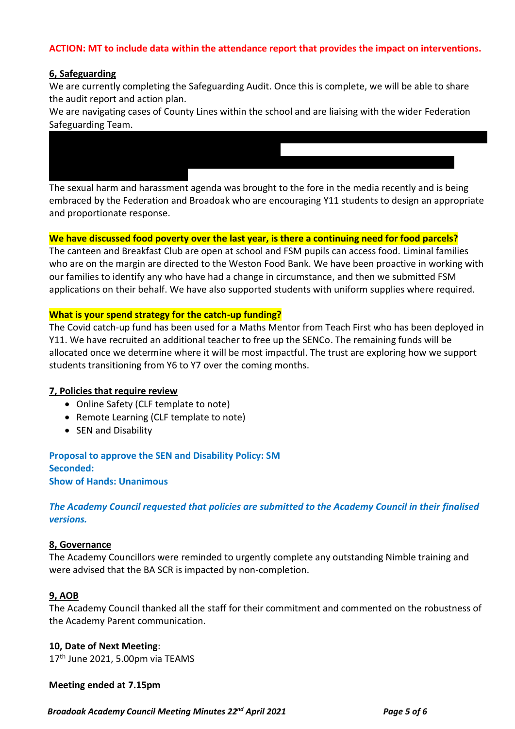**ACTION: MT to include data within the attendance report that provides the impact on interventions.**

**6, Safeguarding**

We are currently completing the Safeguarding Audit. Once this is complete, we will be able to share the audit report and action plan.

We are navigating cases of County Lines within the school and are liaising with the wider Federation Safeguarding Team.

The sexual harm and harassment agenda was brought to the fore in the media recently and is being embraced by the Federation and Broadoak who are encouraging Y11 students to design an appropriate and proportionate response.

**We have discussed food poverty over the last year, is there a continuing need for food parcels?**

The canteen and Breakfast Club are open at school and FSM pupils can access food. Liminal families who are on the margin are directed to the Weston Food Bank. We have been proactive in working with our families to identify any who have had a change in circumstance, and then we submitted FSM applications on their behalf. We have also supported students with uniform supplies where required.

**What is your spend strategy for the catch-up funding?**

The Covid catch-up fund has been used for a Maths Mentor from Teach First who has been deployed in Y11. We have recruited an additional teacher to free up the SENCo. The remaining funds will be allocated once we determine where it will be most impactful. The trust are exploring how we support students transitioning from Y6 to Y7 over the coming months.

**7, Policies that require review**

- Online Safety (CLF template to note)
- Remote Learning (CLF template to note)
- SEN and Disability

**Proposal to approve the SEN and Disability Policy: SM**
**Seconded:**
**Show of Hands: Unanimous**

***The Academy Council requested that policies are submitted to the Academy Council in their finalised versions.***

**8, Governance**

The Academy Councillors were reminded to urgently complete any outstanding Nimble training and were advised that the BA SCR is impacted by non-completion.

**9, AOB**

The Academy Council thanked all the staff for their commitment and commented on the robustness of the Academy Parent communication.

**10, Date of Next Meeting**:

17th June 2021, 5.00pm via TEAMS

**Meeting ended at 7.15pm**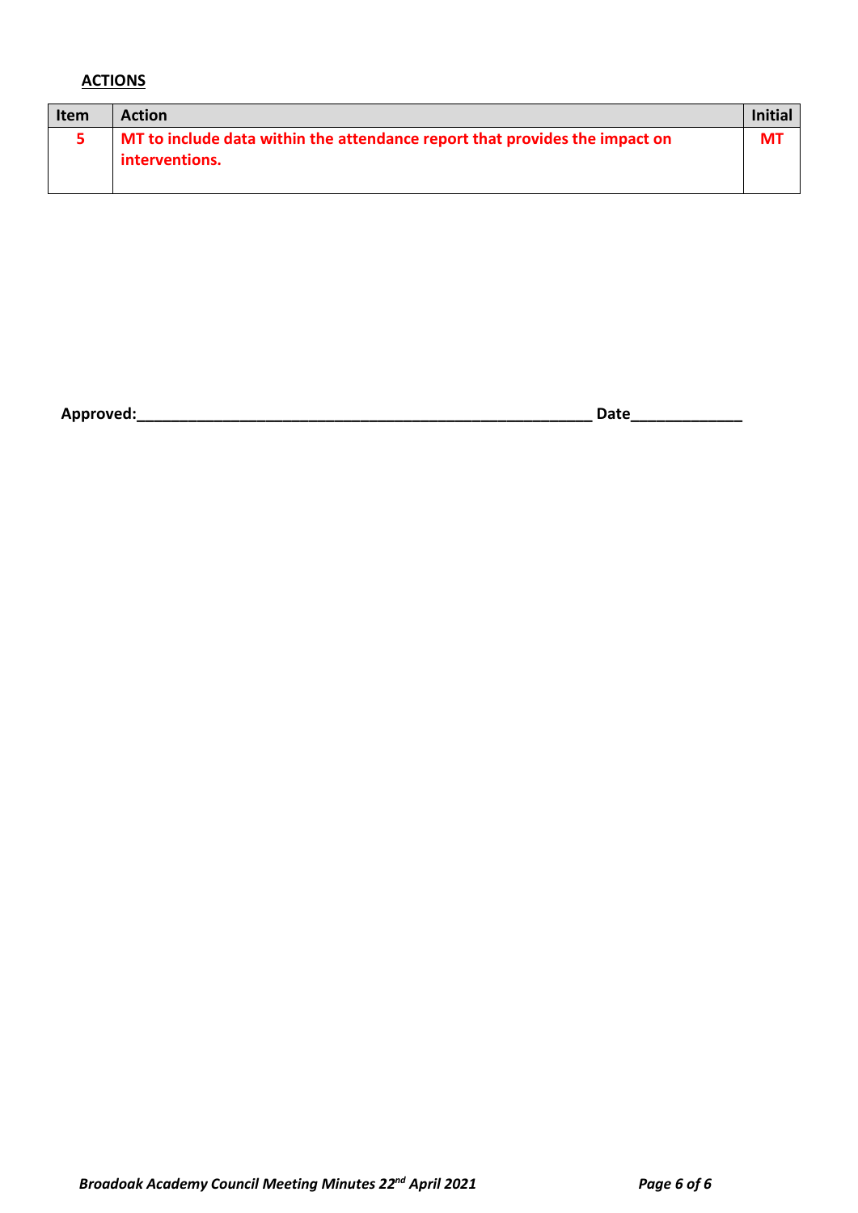**ACTIONS**

| Item | Action | Initial |
|---|---|---|
| **5** | **MT to include data within the attendance report that provides the impact on interventions.** | **MT** |

**Approved:**_______________________________________________________ **Date**_____________